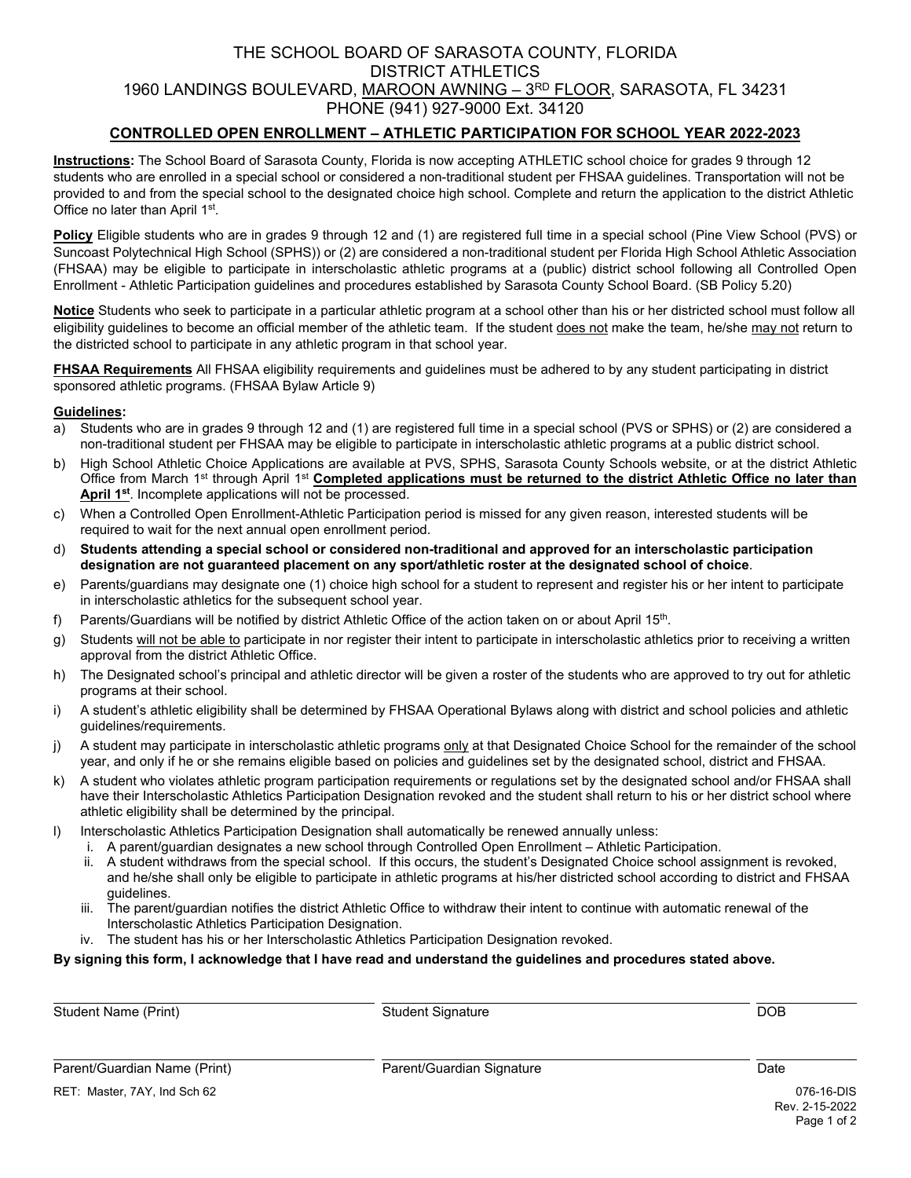# THE SCHOOL BOARD OF SARASOTA COUNTY, FLORIDA
## DISTRICT ATHLETICS
1960 LANDINGS BOULEVARD, MAROON AWNING – 3RD FLOOR, SARASOTA, FL 34231
PHONE (941) 927-9000 Ext. 34120

## CONTROLLED OPEN ENROLLMENT – ATHLETIC PARTICIPATION FOR SCHOOL YEAR 2022-2023

**Instructions:** The School Board of Sarasota County, Florida is now accepting ATHLETIC school choice for grades 9 through 12 students who are enrolled in a special school or considered a non-traditional student per FHSAA guidelines. Transportation will not be provided to and from the special school to the designated choice high school. Complete and return the application to the district Athletic Office no later than April 1st.

**Policy** Eligible students who are in grades 9 through 12 and (1) are registered full time in a special school (Pine View School (PVS) or Suncoast Polytechnical High School (SPHS)) or (2) are considered a non-traditional student per Florida High School Athletic Association (FHSAA) may be eligible to participate in interscholastic athletic programs at a (public) district school following all Controlled Open Enrollment - Athletic Participation guidelines and procedures established by Sarasota County School Board. (SB Policy 5.20)

**Notice** Students who seek to participate in a particular athletic program at a school other than his or her districted school must follow all eligibility guidelines to become an official member of the athletic team. If the student does not make the team, he/she may not return to the districted school to participate in any athletic program in that school year.

**FHSAA Requirements** All FHSAA eligibility requirements and guidelines must be adhered to by any student participating in district sponsored athletic programs. (FHSAA Bylaw Article 9)

**Guidelines:**

a) Students who are in grades 9 through 12 and (1) are registered full time in a special school (PVS or SPHS) or (2) are considered a non-traditional student per FHSAA may be eligible to participate in interscholastic athletic programs at a public district school.

b) High School Athletic Choice Applications are available at PVS, SPHS, Sarasota County Schools website, or at the district Athletic Office from March 1st through April 1st **Completed applications must be returned to the district Athletic Office no later than April 1st**. Incomplete applications will not be processed.

c) When a Controlled Open Enrollment-Athletic Participation period is missed for any given reason, interested students will be required to wait for the next annual open enrollment period.

d) **Students attending a special school or considered non-traditional and approved for an interscholastic participation designation are not guaranteed placement on any sport/athletic roster at the designated school of choice**.

e) Parents/guardians may designate one (1) choice high school for a student to represent and register his or her intent to participate in interscholastic athletics for the subsequent school year.

f) Parents/Guardians will be notified by district Athletic Office of the action taken on or about April 15th.

g) Students will not be able to participate in nor register their intent to participate in interscholastic athletics prior to receiving a written approval from the district Athletic Office.

h) The Designated school's principal and athletic director will be given a roster of the students who are approved to try out for athletic programs at their school.

i) A student's athletic eligibility shall be determined by FHSAA Operational Bylaws along with district and school policies and athletic guidelines/requirements.

j) A student may participate in interscholastic athletic programs only at that Designated Choice School for the remainder of the school year, and only if he or she remains eligible based on policies and guidelines set by the designated school, district and FHSAA.

k) A student who violates athletic program participation requirements or regulations set by the designated school and/or FHSAA shall have their Interscholastic Athletics Participation Designation revoked and the student shall return to his or her district school where athletic eligibility shall be determined by the principal.

l) Interscholastic Athletics Participation Designation shall automatically be renewed annually unless:
   i. A parent/guardian designates a new school through Controlled Open Enrollment – Athletic Participation.
   ii. A student withdraws from the special school. If this occurs, the student's Designated Choice school assignment is revoked, and he/she shall only be eligible to participate in athletic programs at his/her districted school according to district and FHSAA guidelines.
   iii. The parent/guardian notifies the district Athletic Office to withdraw their intent to continue with automatic renewal of the Interscholastic Athletics Participation Designation.
   iv. The student has his or her Interscholastic Athletics Participation Designation revoked.

**By signing this form, I acknowledge that I have read and understand the guidelines and procedures stated above.**

| Student Name (Print) | Student Signature | DOB |
|---|---|---|
| Parent/Guardian Name (Print) | Parent/Guardian Signature | Date |

RET: Master, 7AY, Ind Sch 62

076-16-DIS
Rev. 2-15-2022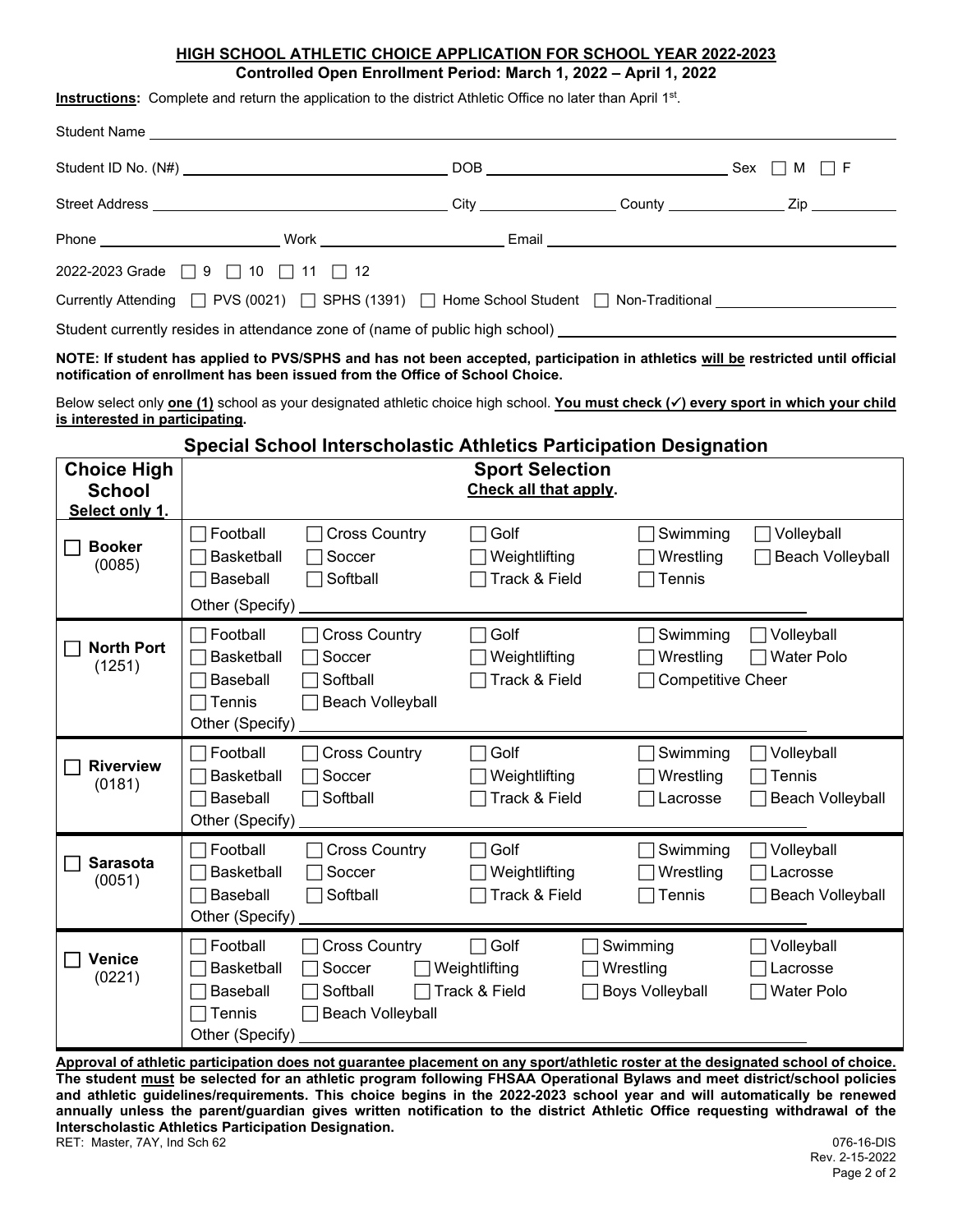# HIGH SCHOOL ATHLETIC CHOICE APPLICATION FOR SCHOOL YEAR 2022-2023

**Controlled Open Enrollment Period: March 1, 2022 – April 1, 2022**

**Instructions:** Complete and return the application to the district Athletic Office no later than April 1st.

Student Name ____________________________________________

Student ID No. (N#) ____________________ DOB ____________________ Sex ☐ M ☐ F

Street Address ____________________ City ____________ County ____________ Zip ________

Phone ____________ Work ____________ Email ____________________

2022-2023 Grade ☐ 9 ☐ 10 ☐ 11 ☐ 12

Currently Attending ☐ PVS (0021) ☐ SPHS (1391) ☐ Home School Student ☐ Non-Traditional ____________

Student currently resides in attendance zone of (name of public high school) ____________________

**NOTE: If student has applied to PVS/SPHS and has not been accepted, participation in athletics will be restricted until official notification of enrollment has been issued from the Office of School Choice.**

Below select only **one (1)** school as your designated athletic choice high school. **You must check (✓) every sport in which your child is interested in participating.**

## Special School Interscholastic Athletics Participation Designation

| Choice High School Select only 1. | Sport Selection Check all that apply. |
|---|---|
| ☐ **Booker** (0085) | ☐ Football ☐ Cross Country ☐ Golf ☐ Swimming ☐ Volleyball ☐ Basketball ☐ Soccer ☐ Weightlifting ☐ Wrestling ☐ Beach Volleyball ☐ Baseball ☐ Softball ☐ Track & Field ☐ Tennis Other (Specify) ____________ |
| ☐ **North Port** (1251) | ☐ Football ☐ Cross Country ☐ Golf ☐ Swimming ☐ Volleyball ☐ Basketball ☐ Soccer ☐ Weightlifting ☐ Wrestling ☐ Water Polo ☐ Baseball ☐ Softball ☐ Track & Field ☐ Competitive Cheer ☐ Tennis ☐ Beach Volleyball Other (Specify) ____________ |
| ☐ **Riverview** (0181) | ☐ Football ☐ Cross Country ☐ Golf ☐ Swimming ☐ Volleyball ☐ Basketball ☐ Soccer ☐ Weightlifting ☐ Wrestling ☐ Tennis ☐ Baseball ☐ Softball ☐ Track & Field ☐ Lacrosse ☐ Beach Volleyball Other (Specify) ____________ |
| ☐ **Sarasota** (0051) | ☐ Football ☐ Cross Country ☐ Golf ☐ Swimming ☐ Volleyball ☐ Basketball ☐ Soccer ☐ Weightlifting ☐ Wrestling ☐ Lacrosse ☐ Baseball ☐ Softball ☐ Track & Field ☐ Tennis ☐ Beach Volleyball Other (Specify) ____________ |
| ☐ **Venice** (0221) | ☐ Football ☐ Cross Country ☐ Golf ☐ Swimming ☐ Volleyball ☐ Basketball ☐ Soccer ☐ Weightlifting ☐ Wrestling ☐ Lacrosse ☐ Baseball ☐ Softball ☐ Track & Field ☐ Boys Volleyball ☐ Water Polo ☐ Tennis ☐ Beach Volleyball Other (Specify) ____________ |

**Approval of athletic participation does not guarantee placement on any sport/athletic roster at the designated school of choice. The student must be selected for an athletic program following FHSAA Operational Bylaws and meet district/school policies and athletic guidelines/requirements. This choice begins in the 2022-2023 school year and will automatically be renewed annually unless the parent/guardian gives written notification to the district Athletic Office requesting withdrawal of the Interscholastic Athletics Participation Designation.**

RET: Master, 7AY, Ind Sch 62

076-16-DIS
Rev. 2-15-2022